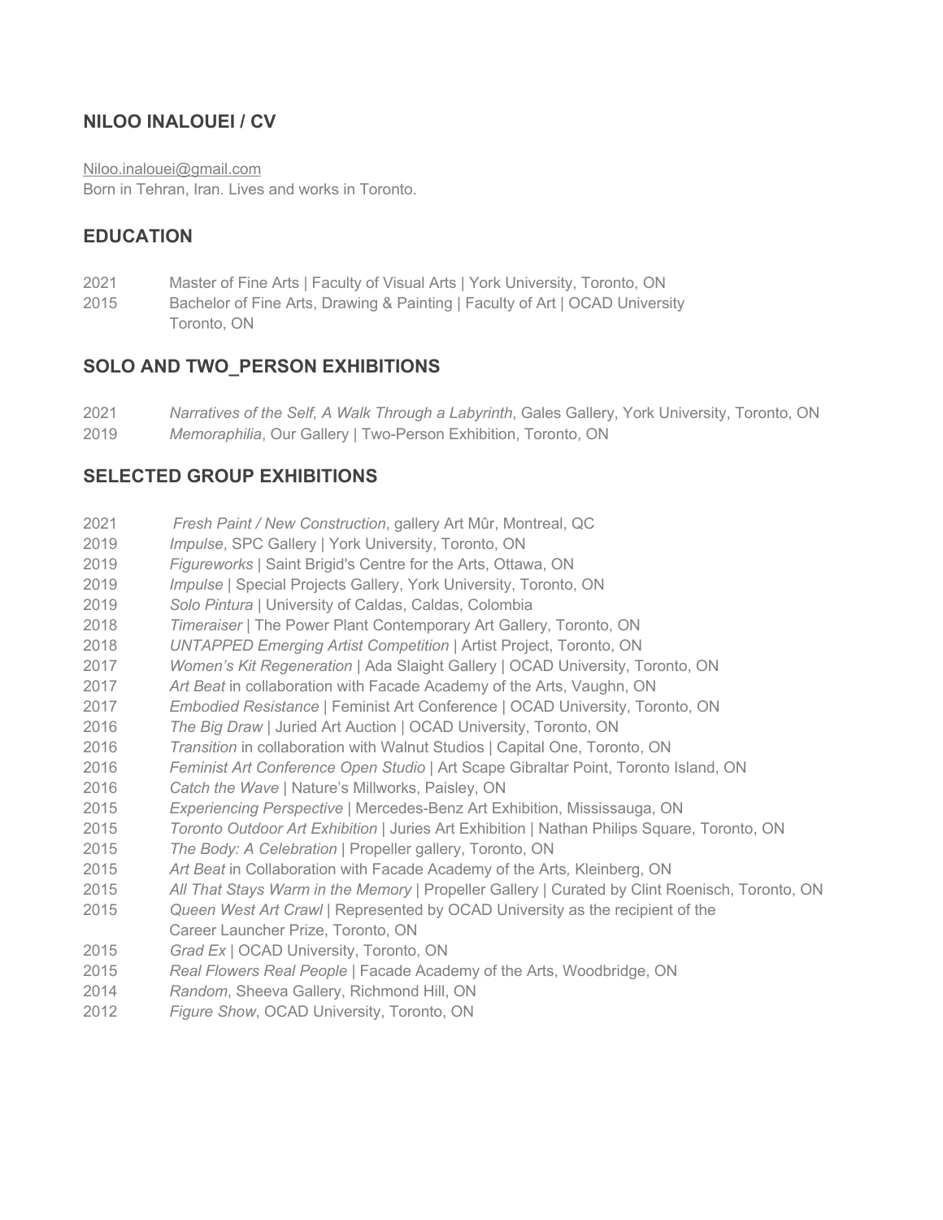## NILOO INALOUEI / CV

Niloo.inalouei@gmail.com
Born in Tehran, Iran. Lives and works in Toronto.

## EDUCATION

2021 Master of Fine Arts | Faculty of Visual Arts | York University, Toronto, ON
2015 Bachelor of Fine Arts, Drawing & Painting | Faculty of Art | OCAD University Toronto, ON

## SOLO AND TWO_PERSON EXHIBITIONS

2021 *Narratives of the Self, A Walk Through a Labyrinth*, Gales Gallery, York University, Toronto, ON
2019 *Memoraphilia*, Our Gallery | Two-Person Exhibition, Toronto, ON

## SELECTED GROUP EXHIBITIONS

2021 *Fresh Paint / New Construction*, gallery Art Mûr, Montreal, QC
2019 *Impulse*, SPC Gallery | York University, Toronto, ON
2019 *Figureworks* | Saint Brigid's Centre for the Arts, Ottawa, ON
2019 *Impulse* | Special Projects Gallery, York University, Toronto, ON
2019 *Solo Pintura* | University of Caldas, Caldas, Colombia
2018 *Timeraiser* | The Power Plant Contemporary Art Gallery, Toronto, ON
2018 *UNTAPPED Emerging Artist Competition* | Artist Project, Toronto, ON
2017 *Women's Kit Regeneration* | Ada Slaight Gallery | OCAD University, Toronto, ON
2017 *Art Beat* in collaboration with Facade Academy of the Arts, Vaughn, ON
2017 *Embodied Resistance* | Feminist Art Conference | OCAD University, Toronto, ON
2016 *The Big Draw* | Juried Art Auction | OCAD University, Toronto, ON
2016 *Transition* in collaboration with Walnut Studios | Capital One, Toronto, ON
2016 *Feminist Art Conference Open Studio* | Art Scape Gibraltar Point, Toronto Island, ON
2016 *Catch the Wave* | Nature's Millworks, Paisley, ON
2015 *Experiencing Perspective* | Mercedes-Benz Art Exhibition, Mississauga, ON
2015 *Toronto Outdoor Art Exhibition* | Juries Art Exhibition | Nathan Philips Square, Toronto, ON
2015 *The Body: A Celebration* | Propeller gallery, Toronto, ON
2015 *Art Beat* in Collaboration with Facade Academy of the Arts, Kleinberg, ON
2015 *All That Stays Warm in the Memory* | Propeller Gallery | Curated by Clint Roenisch, Toronto, ON
2015 *Queen West Art Crawl* | Represented by OCAD University as the recipient of the Career Launcher Prize, Toronto, ON
2015 *Grad Ex* | OCAD University, Toronto, ON
2015 *Real Flowers Real People* | Facade Academy of the Arts, Woodbridge, ON
2014 *Random*, Sheeva Gallery, Richmond Hill, ON
2012 *Figure Show*, OCAD University, Toronto, ON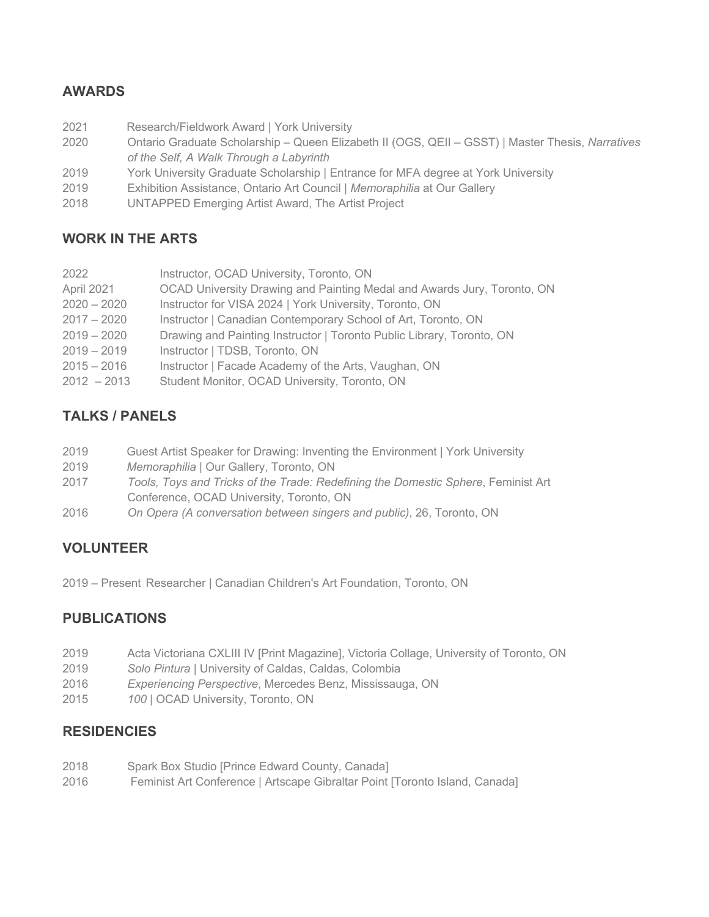## AWARDS

2021 Research/Fieldwork Award | York University
2020 Ontario Graduate Scholarship – Queen Elizabeth II (OGS, QEII – GSST) | Master Thesis, *Narratives of the Self, A Walk Through a Labyrinth*
2019 York University Graduate Scholarship | Entrance for MFA degree at York University
2019 Exhibition Assistance, Ontario Art Council | *Memoraphilia* at Our Gallery
2018 UNTAPPED Emerging Artist Award, The Artist Project

## WORK IN THE ARTS

2022 Instructor, OCAD University, Toronto, ON
April 2021 OCAD University Drawing and Painting Medal and Awards Jury, Toronto, ON
2020 – 2020 Instructor for VISA 2024 | York University, Toronto, ON
2017 – 2020 Instructor | Canadian Contemporary School of Art, Toronto, ON
2019 – 2020 Drawing and Painting Instructor | Toronto Public Library, Toronto, ON
2019 – 2019 Instructor | TDSB, Toronto, ON
2015 – 2016 Instructor | Facade Academy of the Arts, Vaughan, ON
2012 – 2013 Student Monitor, OCAD University, Toronto, ON

## TALKS / PANELS

2019 Guest Artist Speaker for Drawing: Inventing the Environment | York University
2019 *Memoraphilia* | Our Gallery, Toronto, ON
2017 *Tools, Toys and Tricks of the Trade: Redefining the Domestic Sphere*, Feminist Art Conference, OCAD University, Toronto, ON
2016 *On Opera (A conversation between singers and public)*, 26, Toronto, ON

## VOLUNTEER

2019 – Present Researcher | Canadian Children's Art Foundation, Toronto, ON

## PUBLICATIONS

2019 Acta Victoriana CXLIII IV [Print Magazine], Victoria Collage, University of Toronto, ON
2019 *Solo Pintura* | University of Caldas, Caldas, Colombia
2016 *Experiencing Perspective*, Mercedes Benz, Mississauga, ON
2015 *100* | OCAD University, Toronto, ON

## RESIDENCIES

2018 Spark Box Studio [Prince Edward County, Canada]
2016 Feminist Art Conference | Artscape Gibraltar Point [Toronto Island, Canada]